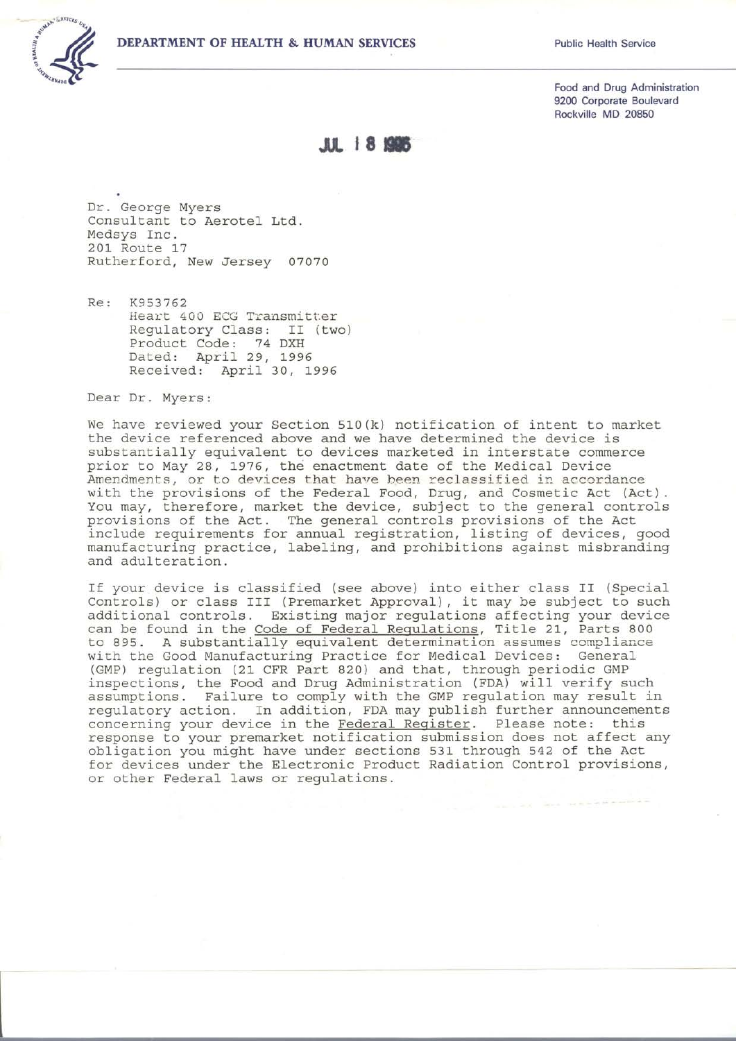DEPARTMENT OF HEALTH & HUMAN SERVICES

Public Health Service

Food and Drug Administration
9200 Corporate Boulevard
Rockville MD 20850

JUL 18 1996

Dr. George Myers
Consultant to Aerotel Ltd.
Medsys Inc.
201 Route 17
Rutherford, New Jersey 07070

Re: K953762
Heart 400 ECG Transmitter
Regulatory Class: II (two)
Product Code: 74 DXH
Dated: April 29, 1996
Received: April 30, 1996

Dear Dr. Myers:

We have reviewed your Section 510(k) notification of intent to market the device referenced above and we have determined the device is substantially equivalent to devices marketed in interstate commerce prior to May 28, 1976, the enactment date of the Medical Device Amendments, or to devices that have been reclassified in accordance with the provisions of the Federal Food, Drug, and Cosmetic Act (Act). You may, therefore, market the device, subject to the general controls provisions of the Act. The general controls provisions of the Act include requirements for annual registration, listing of devices, good manufacturing practice, labeling, and prohibitions against misbranding and adulteration.

If your device is classified (see above) into either class II (Special Controls) or class III (Premarket Approval), it may be subject to such additional controls. Existing major regulations affecting your device can be found in the Code of Federal Regulations, Title 21, Parts 800 to 895. A substantially equivalent determination assumes compliance with the Good Manufacturing Practice for Medical Devices: General (GMP) regulation (21 CFR Part 820) and that, through periodic GMP inspections, the Food and Drug Administration (FDA) will verify such assumptions. Failure to comply with the GMP regulation may result in regulatory action. In addition, FDA may publish further announcements concerning your device in the Federal Register. Please note: this response to your premarket notification submission does not affect any obligation you might have under sections 531 through 542 of the Act for devices under the Electronic Product Radiation Control provisions, or other Federal laws or regulations.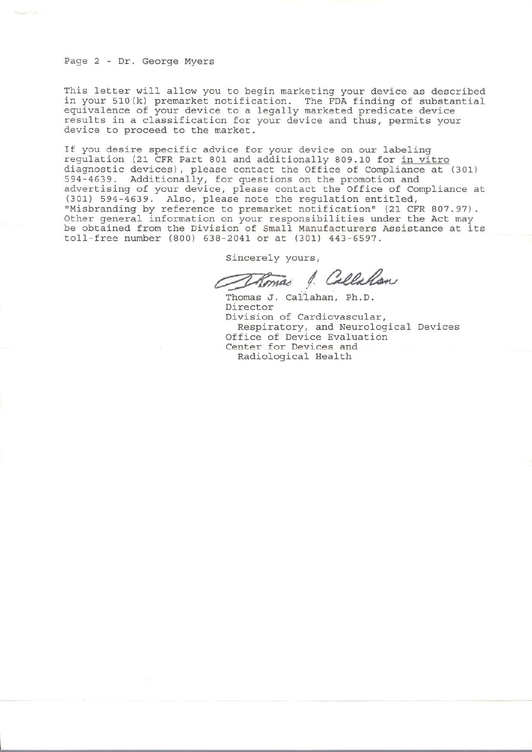Page 2 - Dr. George Myers

This letter will allow you to begin marketing your device as described in your 510(k) premarket notification. The FDA finding of substantial equivalence of your device to a legally marketed predicate device results in a classification for your device and thus, permits your device to proceed to the market.

If you desire specific advice for your device on our labeling regulation (21 CFR Part 801 and additionally 809.10 for in vitro diagnostic devices), please contact the Office of Compliance at (301) 594-4639. Additionally, for questions on the promotion and advertising of your device, please contact the Office of Compliance at (301) 594-4639. Also, please note the regulation entitled, "Misbranding by reference to premarket notification" (21 CFR 807.97). Other general information on your responsibilities under the Act may be obtained from the Division of Small Manufacturers Assistance at its toll-free number (800) 638-2041 or at (301) 443-6597.

Sincerely yours,

Thomas J. Callahan

Thomas J. Callahan, Ph.D.
Director
Division of Cardiovascular,
Respiratory, and Neurological Devices
Office of Device Evaluation
Center for Devices and
Radiological Health